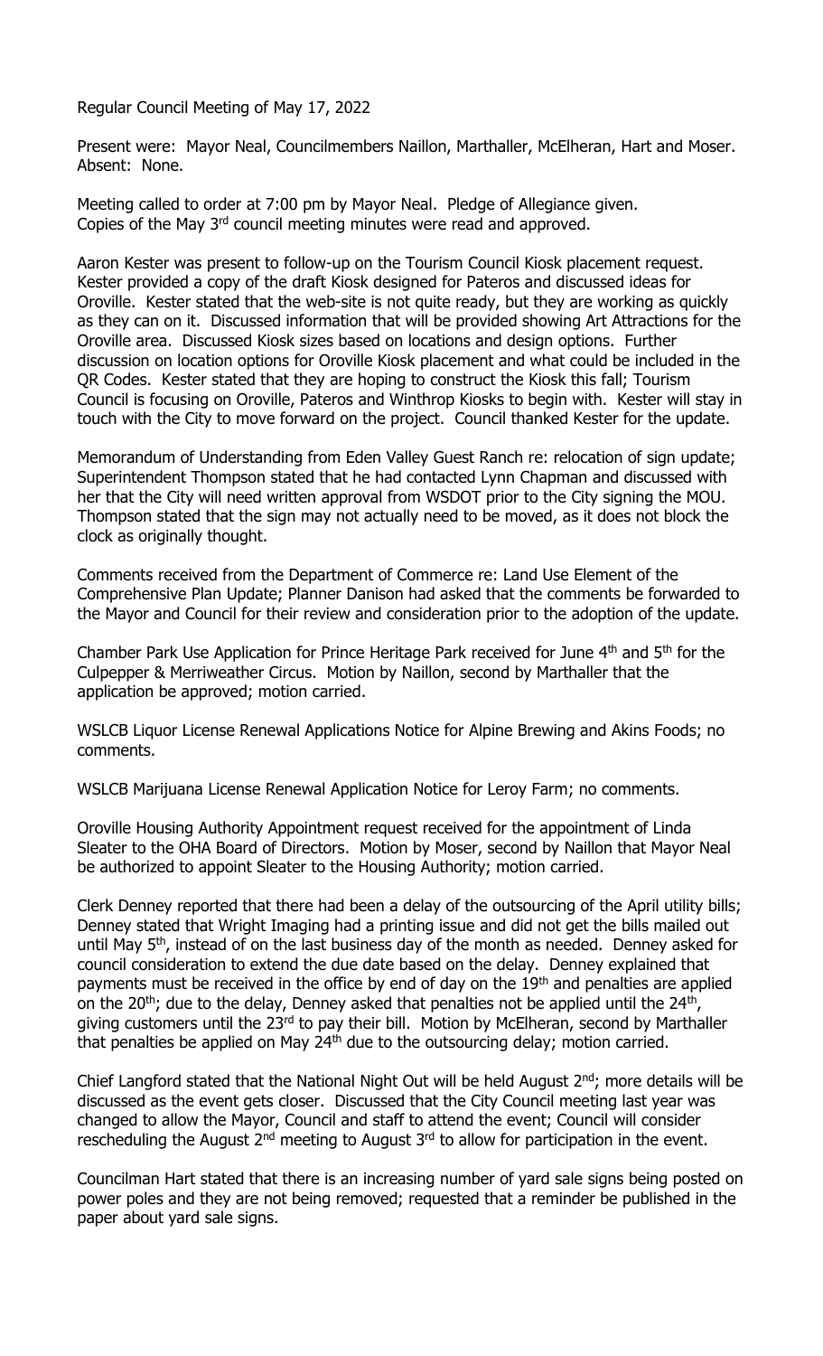Regular Council Meeting of May 17, 2022

Present were: Mayor Neal, Councilmembers Naillon, Marthaller, McElheran, Hart and Moser. Absent: None.

Meeting called to order at 7:00 pm by Mayor Neal. Pledge of Allegiance given. Copies of the May 3rd council meeting minutes were read and approved.

Aaron Kester was present to follow-up on the Tourism Council Kiosk placement request. Kester provided a copy of the draft Kiosk designed for Pateros and discussed ideas for Oroville. Kester stated that the web-site is not quite ready, but they are working as quickly as they can on it. Discussed information that will be provided showing Art Attractions for the Oroville area. Discussed Kiosk sizes based on locations and design options. Further discussion on location options for Oroville Kiosk placement and what could be included in the QR Codes. Kester stated that they are hoping to construct the Kiosk this fall; Tourism Council is focusing on Oroville, Pateros and Winthrop Kiosks to begin with. Kester will stay in touch with the City to move forward on the project. Council thanked Kester for the update.

Memorandum of Understanding from Eden Valley Guest Ranch re: relocation of sign update; Superintendent Thompson stated that he had contacted Lynn Chapman and discussed with her that the City will need written approval from WSDOT prior to the City signing the MOU. Thompson stated that the sign may not actually need to be moved, as it does not block the clock as originally thought.

Comments received from the Department of Commerce re: Land Use Element of the Comprehensive Plan Update; Planner Danison had asked that the comments be forwarded to the Mayor and Council for their review and consideration prior to the adoption of the update.

Chamber Park Use Application for Prince Heritage Park received for June 4th and 5th for the Culpepper & Merriweather Circus. Motion by Naillon, second by Marthaller that the application be approved; motion carried.

WSLCB Liquor License Renewal Applications Notice for Alpine Brewing and Akins Foods; no comments.

WSLCB Marijuana License Renewal Application Notice for Leroy Farm; no comments.

Oroville Housing Authority Appointment request received for the appointment of Linda Sleater to the OHA Board of Directors. Motion by Moser, second by Naillon that Mayor Neal be authorized to appoint Sleater to the Housing Authority; motion carried.

Clerk Denney reported that there had been a delay of the outsourcing of the April utility bills; Denney stated that Wright Imaging had a printing issue and did not get the bills mailed out until May 5th, instead of on the last business day of the month as needed. Denney asked for council consideration to extend the due date based on the delay. Denney explained that payments must be received in the office by end of day on the 19th and penalties are applied on the 20th; due to the delay, Denney asked that penalties not be applied until the 24th, giving customers until the 23rd to pay their bill. Motion by McElheran, second by Marthaller that penalties be applied on May 24th due to the outsourcing delay; motion carried.

Chief Langford stated that the National Night Out will be held August 2nd; more details will be discussed as the event gets closer. Discussed that the City Council meeting last year was changed to allow the Mayor, Council and staff to attend the event; Council will consider rescheduling the August 2nd meeting to August 3rd to allow for participation in the event.

Councilman Hart stated that there is an increasing number of yard sale signs being posted on power poles and they are not being removed; requested that a reminder be published in the paper about yard sale signs.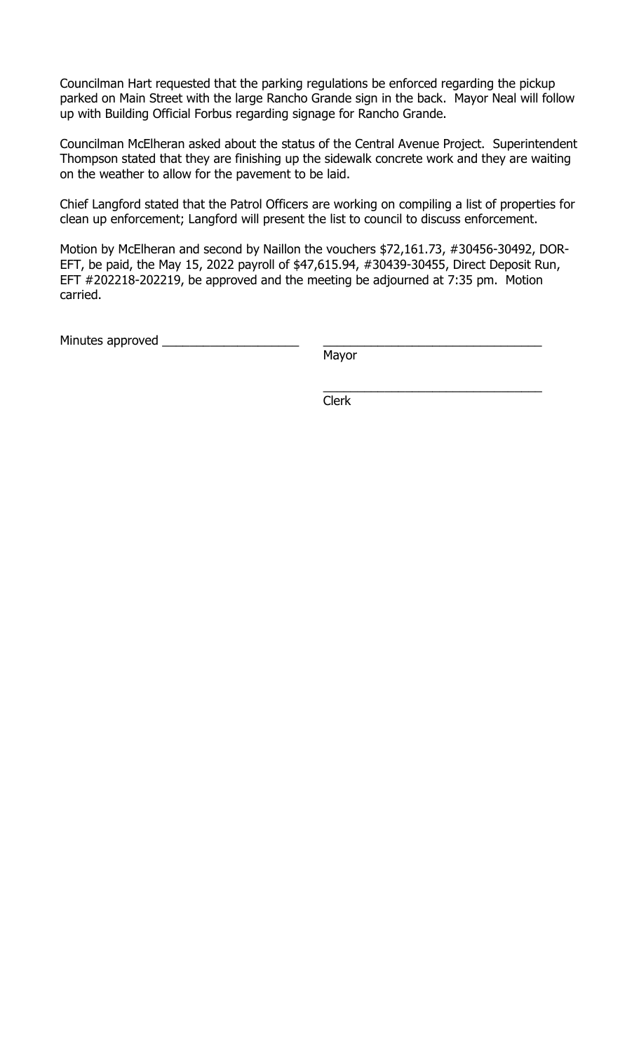Councilman Hart requested that the parking regulations be enforced regarding the pickup parked on Main Street with the large Rancho Grande sign in the back. Mayor Neal will follow up with Building Official Forbus regarding signage for Rancho Grande.

Councilman McElheran asked about the status of the Central Avenue Project. Superintendent Thompson stated that they are finishing up the sidewalk concrete work and they are waiting on the weather to allow for the pavement to be laid.

Chief Langford stated that the Patrol Officers are working on compiling a list of properties for clean up enforcement; Langford will present the list to council to discuss enforcement.

Motion by McElheran and second by Naillon the vouchers $72,161.73, #30456-30492, DOR-EFT, be paid, the May 15, 2022 payroll of $47,615.94, #30439-30455, Direct Deposit Run, EFT #202218-202219, be approved and the meeting be adjourned at 7:35 pm. Motion carried.

Minutes approved ____________________ ________________________________
Mayor

________________________________
Clerk